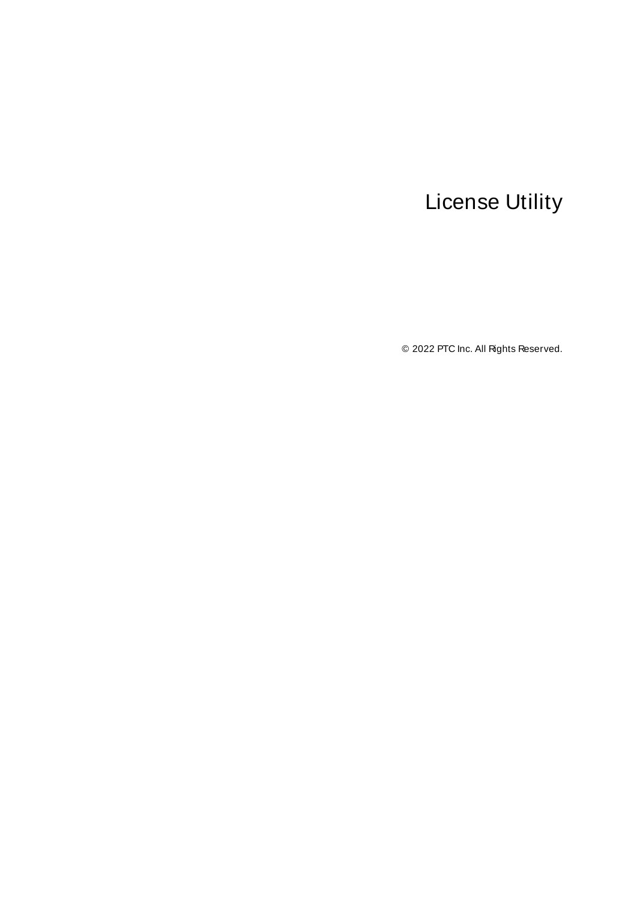# License Utility

© 2022 PTC Inc. All Rights Reserved.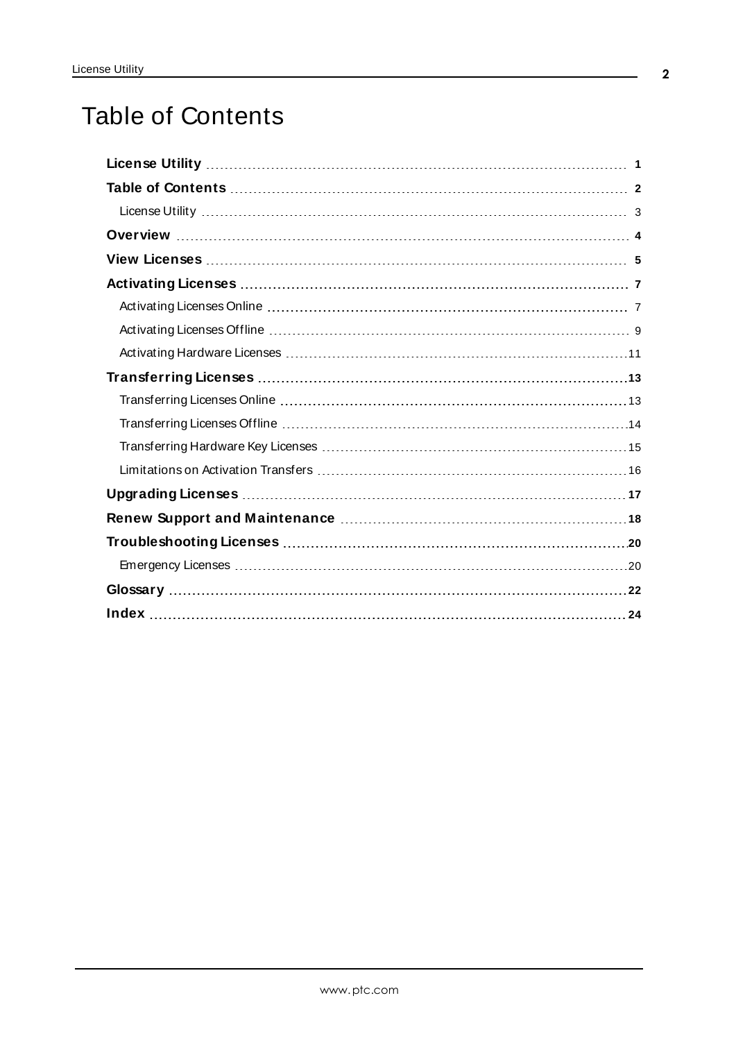# Table of Contents

**License Utility** ........ **1**

**Table of Contents** ........ **2**

- License Utility ........ 3

**Overview** ........ **4**

**View Licenses** ........ **5**

**Activating Licenses** ........ **7**

- Activating Licenses Online ........ 7
- Activating Licenses Offline ........ 9
- Activating Hardware Licenses ........ 11

**Transferring Licenses** ........ **13**

- Transferring Licenses Online ........ 13
- Transferring Licenses Offline ........ 14
- Transferring Hardware Key Licenses ........ 15
- Limitations on Activation Transfers ........ 16

**Upgrading Licenses** ........ **17**

**Renew Support and Maintenance** ........ **18**

**Troubleshooting Licenses** ........ **20**

- Emergency Licenses ........ 20

**Glossary** ........ **22**

**Index** ........ **24**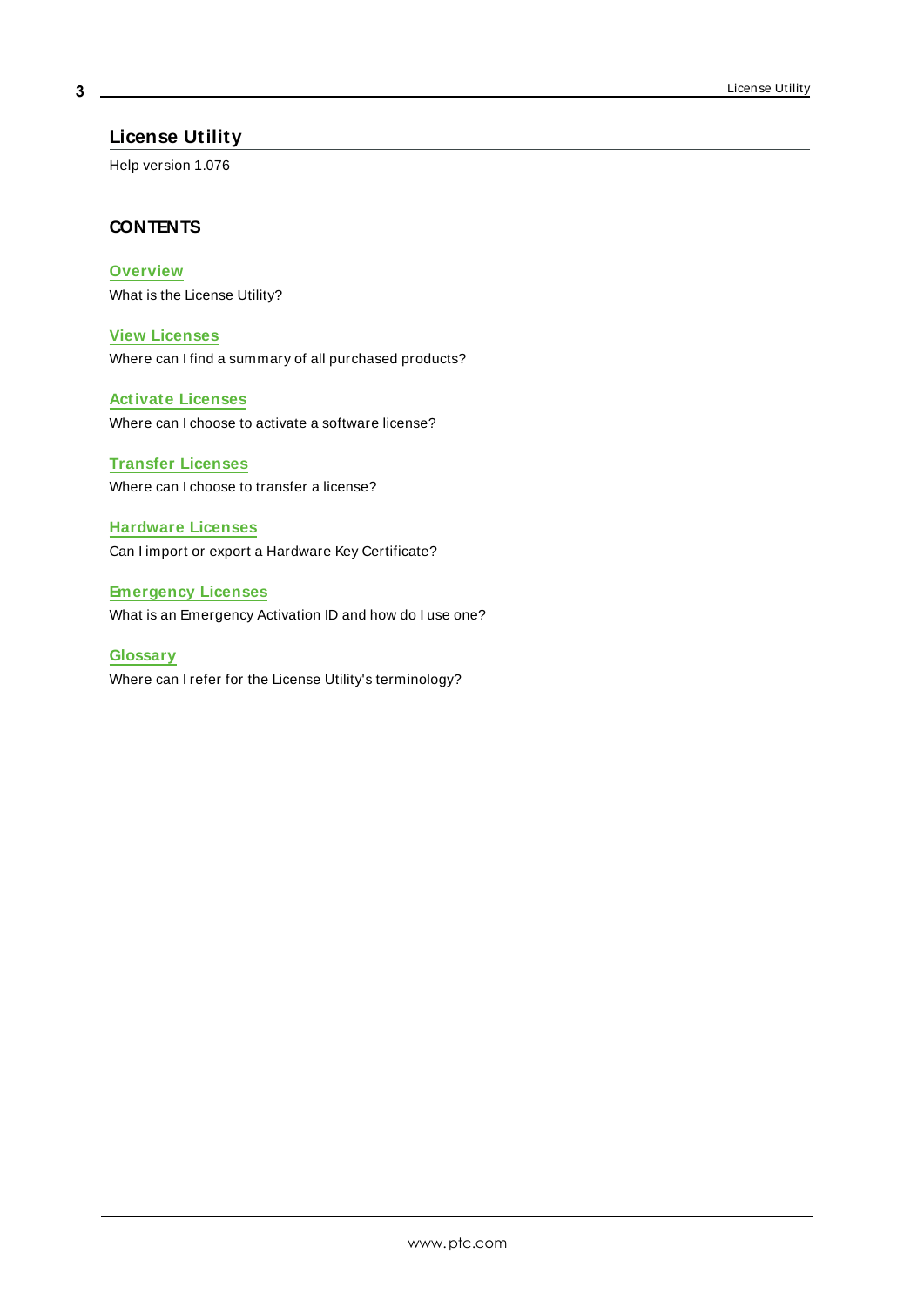# License Utility

Help version 1.076

## CONTENTS

**Overview**
What is the License Utility?

**View Licenses**
Where can I find a summary of all purchased products?

**Activate Licenses**
Where can I choose to activate a software license?

**Transfer Licenses**
Where can I choose to transfer a license?

**Hardware Licenses**
Can I import or export a Hardware Key Certificate?

**Emergency Licenses**
What is an Emergency Activation ID and how do I use one?

**Glossary**
Where can I refer for the License Utility's terminology?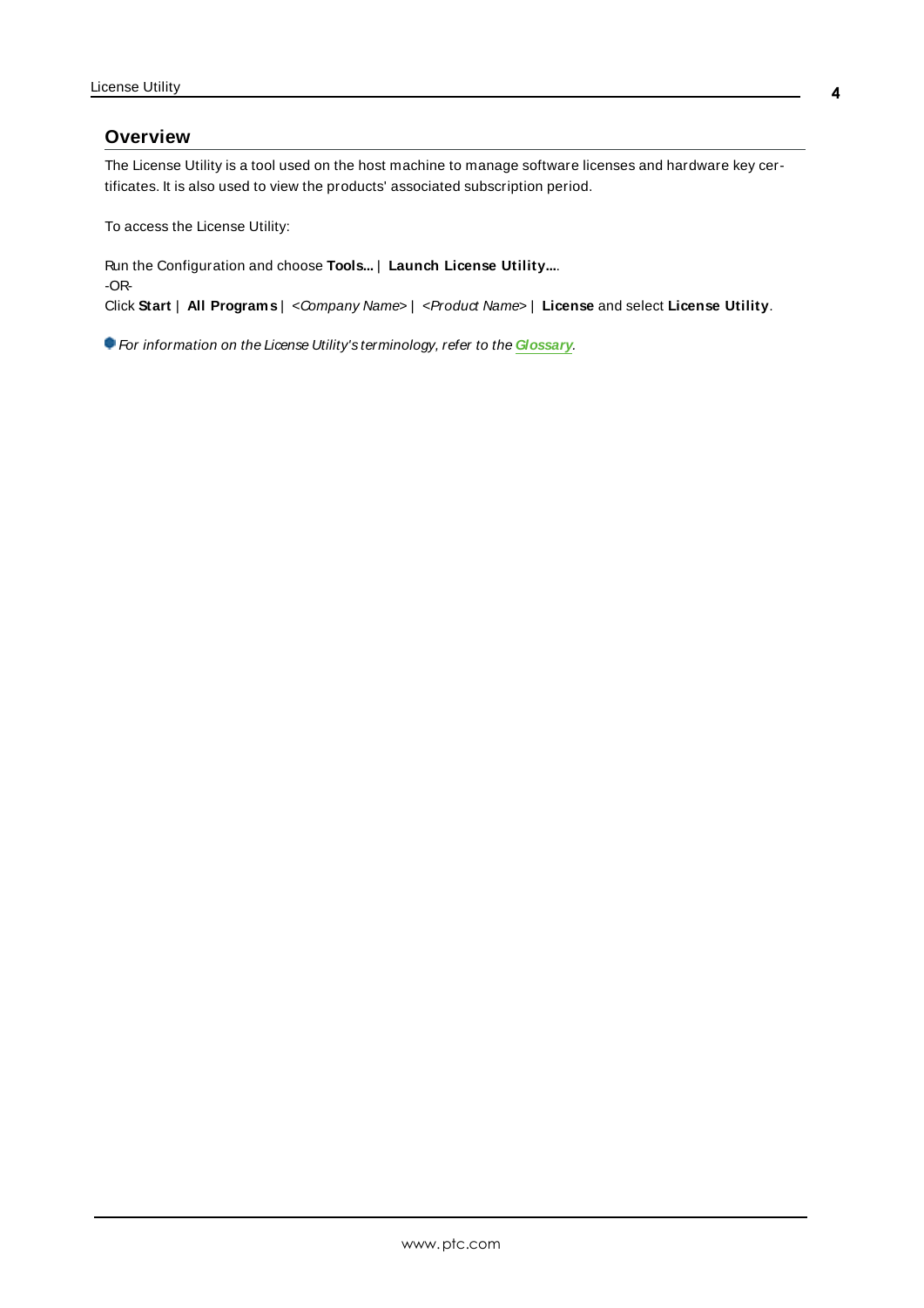## Overview

The License Utility is a tool used on the host machine to manage software licenses and hardware key certificates. It is also used to view the products' associated subscription period.

To access the License Utility:

Run the Configuration and choose **Tools...** | **Launch License Utility...**.
-OR-
Click **Start** | **All Programs** | *<Company Name>* | *<Product Name>* | **License** and select **License Utility**.

*For information on the License Utility's terminology, refer to the* ***Glossary****.*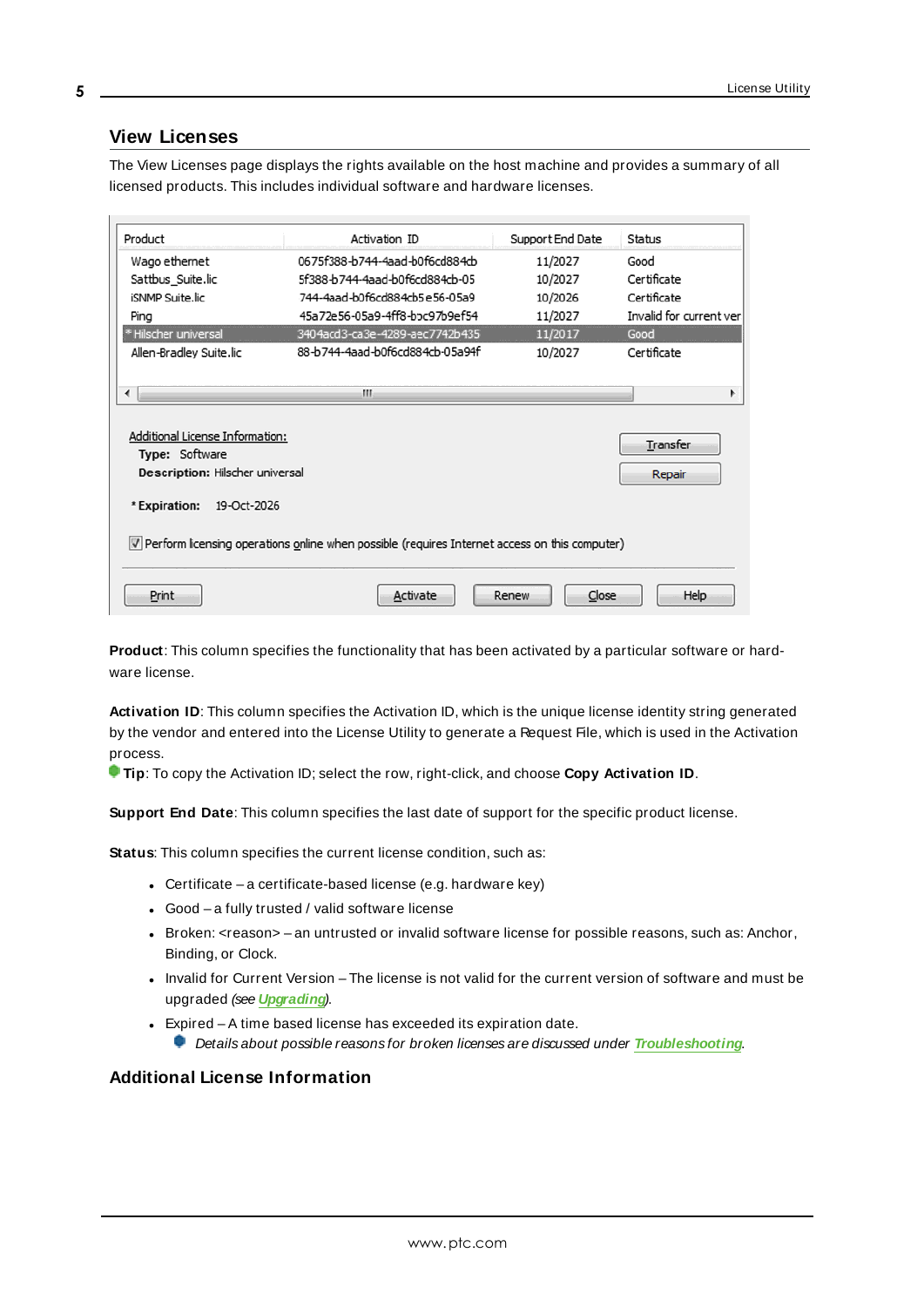## View Licenses

The View Licenses page displays the rights available on the host machine and provides a summary of all licensed products. This includes individual software and hardware licenses.

| Product | Activation ID | Support End Date | Status |
|---|---|---|---|
| Wago ethernet | 0675f388-b744-4aad-b0f6cd884cb | 11/2027 | Good |
| Sattbus_Suite.lic | 5f388-b744-4aad-b0f6cd884cb-05 | 10/2027 | Certificate |
| iSNMP Suite.lic | 744-4aad-b0f6cd884cb5e56-05a9 | 10/2026 | Certificate |
| Ping | 45a72e56-05a9-4ff8-bcc97b9ef54 | 11/2027 | Invalid for current ver |
| * Hilscher universal | 3404acd3-ca3e-4289-aec7742b435 | 11/2017 | Good |
| Allen-Bradley Suite.lic | 88-b744-4aad-b0f6cd884cb-05a94f | 10/2027 | Certificate |

Additional License Information:
**Type:** Software
**Description:** Hilscher universal

***Expiration:** 19-Oct-2026

Transfer | Repair

☑ Perform licensing operations online when possible (requires Internet access on this computer)

Print | Activate | Renew | Close | Help

**Product**: This column specifies the functionality that has been activated by a particular software or hardware license.

**Activation ID**: This column specifies the Activation ID, which is the unique license identity string generated by the vendor and entered into the License Utility to generate a Request File, which is used in the Activation process.

**Tip**: To copy the Activation ID; select the row, right-click, and choose **Copy Activation ID**.

**Support End Date**: This column specifies the last date of support for the specific product license.

**Status**: This column specifies the current license condition, such as:

- Certificate – a certificate-based license (e.g. hardware key)
- Good – a fully trusted / valid software license
- Broken: <reason> – an untrusted or invalid software license for possible reasons, such as: Anchor, Binding, or Clock.
- Invalid for Current Version – The license is not valid for the current version of software and must be upgraded *(see Upgrading)*.
- Expired – A time based license has exceeded its expiration date.
  *Details about possible reasons for broken licenses are discussed under Troubleshooting.*

## Additional License Information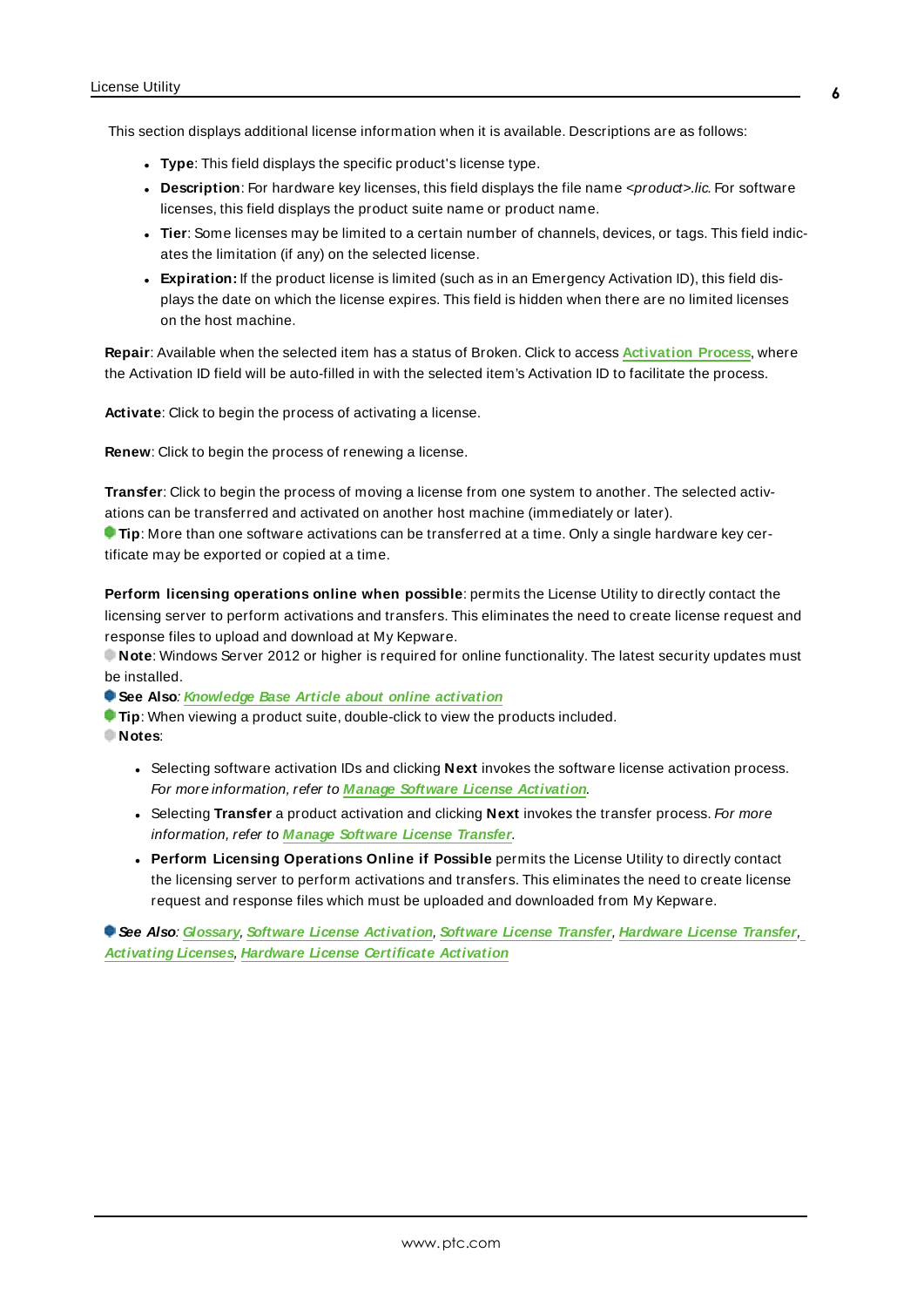This section displays additional license information when it is available. Descriptions are as follows:

- **Type**: This field displays the specific product's license type.
- **Description**: For hardware key licenses, this field displays the file name *<product>.lic*. For software licenses, this field displays the product suite name or product name.
- **Tier**: Some licenses may be limited to a certain number of channels, devices, or tags. This field indicates the limitation (if any) on the selected license.
- **Expiration:** If the product license is limited (such as in an Emergency Activation ID), this field displays the date on which the license expires. This field is hidden when there are no limited licenses on the host machine.

**Repair**: Available when the selected item has a status of Broken. Click to access **Activation Process**, where the Activation ID field will be auto-filled in with the selected item's Activation ID to facilitate the process.

**Activate**: Click to begin the process of activating a license.

**Renew**: Click to begin the process of renewing a license.

**Transfer**: Click to begin the process of moving a license from one system to another. The selected activations can be transferred and activated on another host machine (immediately or later).
**Tip**: More than one software activations can be transferred at a time. Only a single hardware key certificate may be exported or copied at a time.

**Perform licensing operations online when possible**: permits the License Utility to directly contact the licensing server to perform activations and transfers. This eliminates the need to create license request and response files to upload and download at My Kepware.
**Note**: Windows Server 2012 or higher is required for online functionality. The latest security updates must be installed.
**See Also***: **Knowledge Base Article about online activation***
**Tip**: When viewing a product suite, double-click to view the products included.
**Notes**:

- Selecting software activation IDs and clicking **Next** invokes the software license activation process. *For more information, refer to **Manage Software License Activation**.*
- Selecting **Transfer** a product activation and clicking **Next** invokes the transfer process. *For more information, refer to **Manage Software License Transfer**.*
- **Perform Licensing Operations Online if Possible** permits the License Utility to directly contact the licensing server to perform activations and transfers. This eliminates the need to create license request and response files which must be uploaded and downloaded from My Kepware.

***See Also**: **Glossary**, **Software License Activation**, **Software License Transfer**, **Hardware License Transfer**, **Activating Licenses**, **Hardware License Certificate Activation***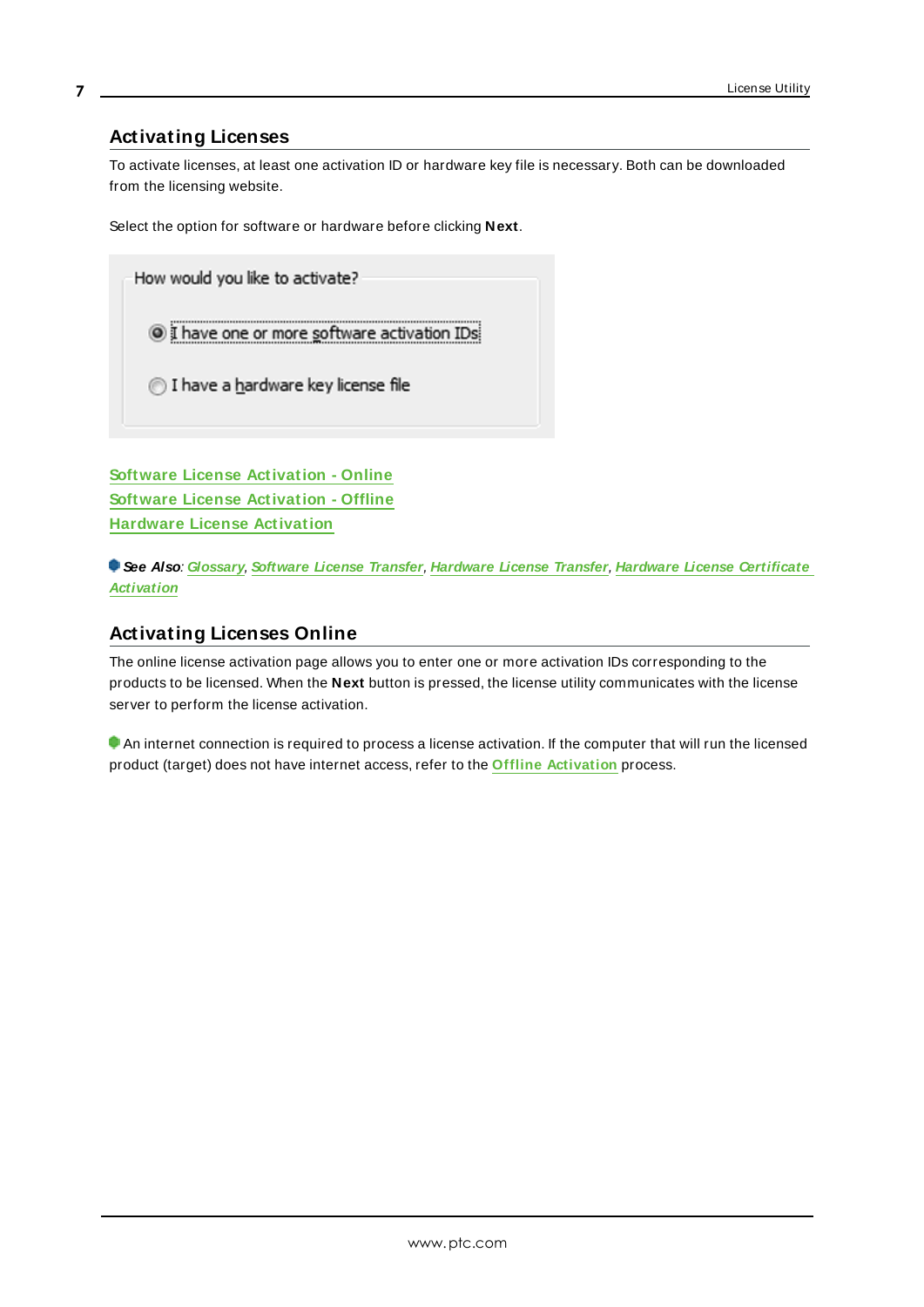## Activating Licenses

To activate licenses, at least one activation ID or hardware key file is necessary. Both can be downloaded from the licensing website.

Select the option for software or hardware before clicking **Next**.

How would you like to activate?

- I have one or more software activation IDs
- I have a hardware key license file

[Software License Activation - Online](#)
[Software License Activation - Offline](#)
[Hardware License Activation](#)

***See Also***: *[Glossary](#), [Software License Transfer](#), [Hardware License Transfer](#), [Hardware License Certificate Activation](#)*

## Activating Licenses Online

The online license activation page allows you to enter one or more activation IDs corresponding to the products to be licensed. When the **Next** button is pressed, the license utility communicates with the license server to perform the license activation.

An internet connection is required to process a license activation. If the computer that will run the licensed product (target) does not have internet access, refer to the [Offline Activation](#) process.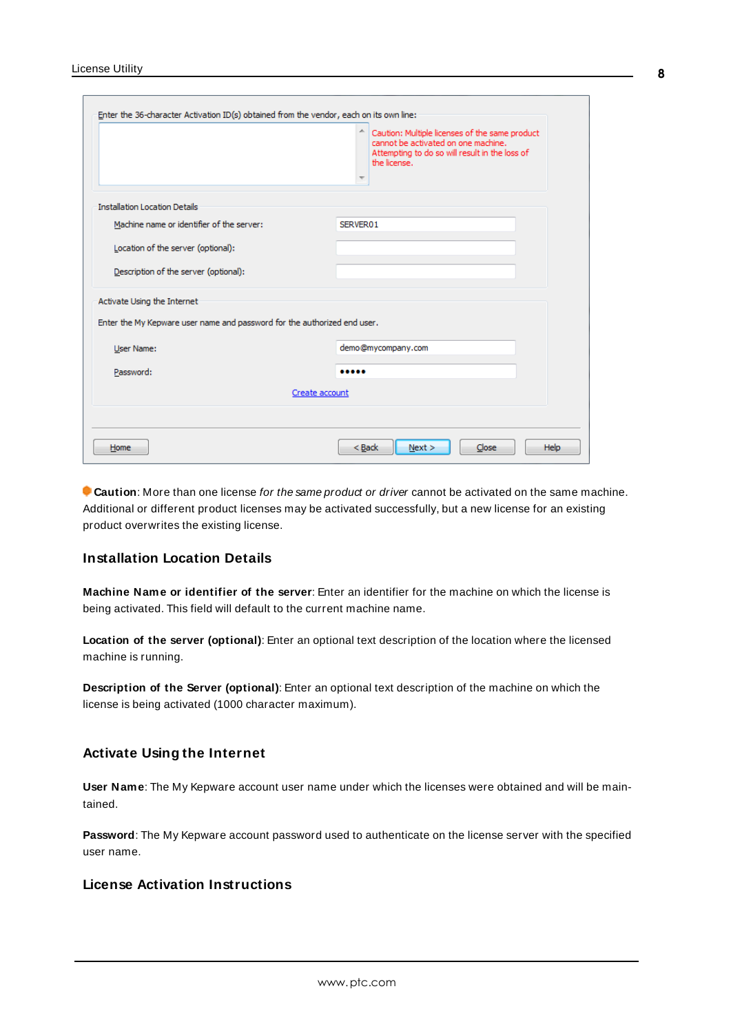**Caution**: More than one license *for the same product or driver* cannot be activated on the same machine. Additional or different product licenses may be activated successfully, but a new license for an existing product overwrites the existing license.

### Installation Location Details

**Machine Name or identifier of the server**: Enter an identifier for the machine on which the license is being activated. This field will default to the current machine name.

**Location of the server (optional)**: Enter an optional text description of the location where the licensed machine is running.

**Description of the Server (optional)**: Enter an optional text description of the machine on which the license is being activated (1000 character maximum).

### Activate Using the Internet

**User Name**: The My Kepware account user name under which the licenses were obtained and will be maintained.

**Password**: The My Kepware account password used to authenticate on the license server with the specified user name.

### License Activation Instructions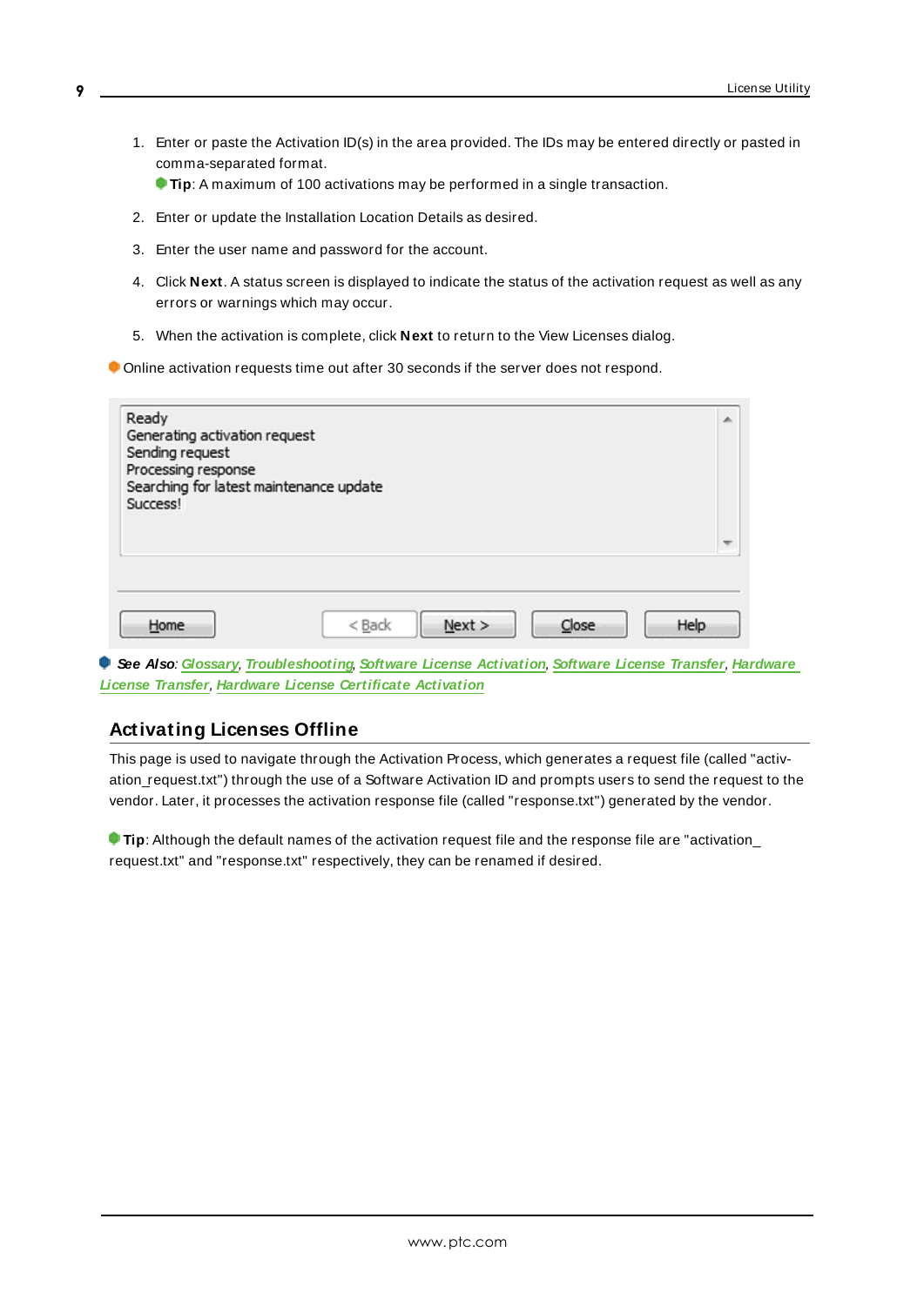1. Enter or paste the Activation ID(s) in the area provided. The IDs may be entered directly or pasted in comma-separated format.
   **Tip**: A maximum of 100 activations may be performed in a single transaction.
2. Enter or update the Installation Location Details as desired.
3. Enter the user name and password for the account.
4. Click **Next**. A status screen is displayed to indicate the status of the activation request as well as any errors or warnings which may occur.
5. When the activation is complete, click **Next** to return to the View Licenses dialog.

Online activation requests time out after 30 seconds if the server does not respond.

Ready
Generating activation request
Sending request
Processing response
Searching for latest maintenance update
Success!

Home | < Back | Next > | Close | Help

***See Also***: *Glossary*, *Troubleshooting*, *Software License Activation*, *Software License Transfer*, *Hardware License Transfer*, *Hardware License Certificate Activation*

## Activating Licenses Offline

This page is used to navigate through the Activation Process, which generates a request file (called "activation_request.txt") through the use of a Software Activation ID and prompts users to send the request to the vendor. Later, it processes the activation response file (called "response.txt") generated by the vendor.

**Tip**: Although the default names of the activation request file and the response file are "activation_request.txt" and "response.txt" respectively, they can be renamed if desired.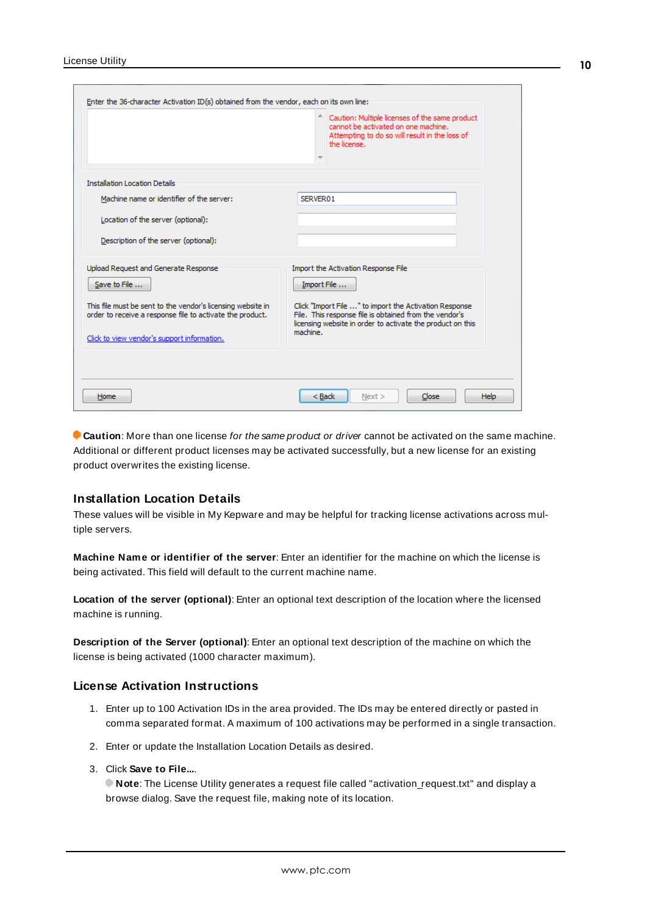**Caution**: More than one license *for the same product or driver* cannot be activated on the same machine. Additional or different product licenses may be activated successfully, but a new license for an existing product overwrites the existing license.

## Installation Location Details

These values will be visible in My Kepware and may be helpful for tracking license activations across multiple servers.

**Machine Name or identifier of the server**: Enter an identifier for the machine on which the license is being activated. This field will default to the current machine name.

**Location of the server (optional)**: Enter an optional text description of the location where the licensed machine is running.

**Description of the Server (optional)**: Enter an optional text description of the machine on which the license is being activated (1000 character maximum).

## License Activation Instructions

1. Enter up to 100 Activation IDs in the area provided. The IDs may be entered directly or pasted in comma separated format. A maximum of 100 activations may be performed in a single transaction.
2. Enter or update the Installation Location Details as desired.
3. Click **Save to File...**.
   **Note**: The License Utility generates a request file called "activation_request.txt" and display a browse dialog. Save the request file, making note of its location.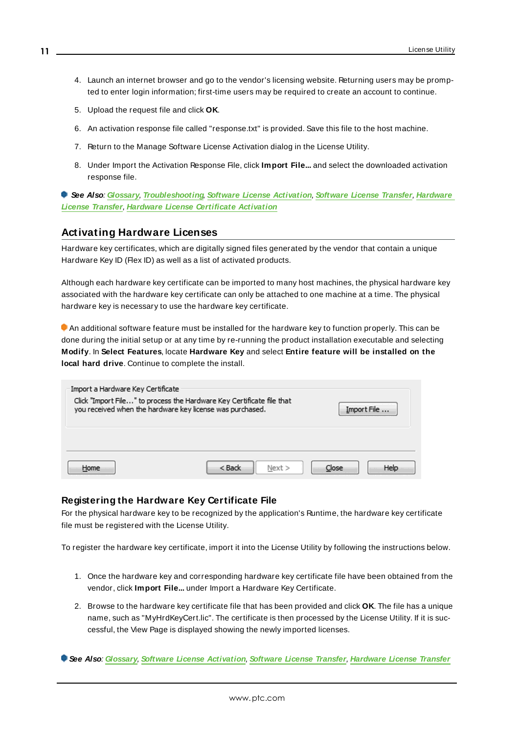4. Launch an internet browser and go to the vendor's licensing website. Returning users may be prompted to enter login information; first-time users may be required to create an account to continue.
5. Upload the request file and click **OK**.
6. An activation response file called "response.txt" is provided. Save this file to the host machine.
7. Return to the Manage Software License Activation dialog in the License Utility.
8. Under Import the Activation Response File, click **Import File...** and select the downloaded activation response file.

***See Also**: Glossary, Troubleshooting, Software License Activation, Software License Transfer, Hardware License Transfer, Hardware License Certificate Activation*

## Activating Hardware Licenses

Hardware key certificates, which are digitally signed files generated by the vendor that contain a unique Hardware Key ID (Flex ID) as well as a list of activated products.

Although each hardware key certificate can be imported to many host machines, the physical hardware key associated with the hardware key certificate can only be attached to one machine at a time. The physical hardware key is necessary to use the hardware key certificate.

An additional software feature must be installed for the hardware key to function properly. This can be done during the initial setup or at any time by re-running the product installation executable and selecting **Modify**. In **Select Features**, locate **Hardware Key** and select **Entire feature will be installed on the local hard drive**. Continue to complete the install.

Import a Hardware Key Certificate

Click "Import File..." to process the Hardware Key Certificate file that you received when the hardware key license was purchased.

Import File ...

Home | < Back | Next > | Close | Help

### Registering the Hardware Key Certificate File

For the physical hardware key to be recognized by the application's Runtime, the hardware key certificate file must be registered with the License Utility.

To register the hardware key certificate, import it into the License Utility by following the instructions below.

1. Once the hardware key and corresponding hardware key certificate file have been obtained from the vendor, click **Import File...** under Import a Hardware Key Certificate.
2. Browse to the hardware key certificate file that has been provided and click **OK**. The file has a unique name, such as "MyHrdKeyCert.lic". The certificate is then processed by the License Utility. If it is successful, the View Page is displayed showing the newly imported licenses.

***See Also**: Glossary, Software License Activation, Software License Transfer, Hardware License Transfer*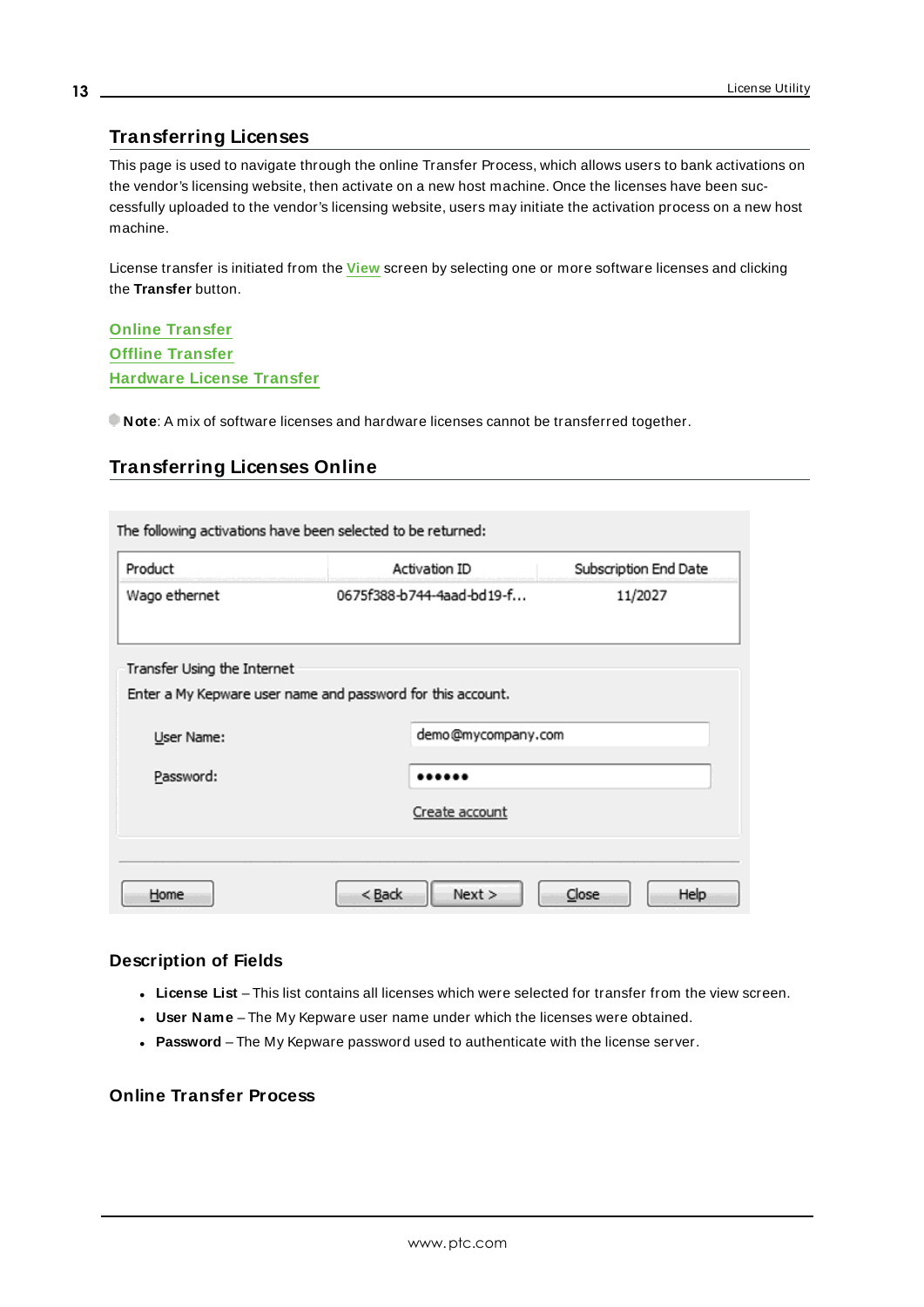## Transferring Licenses

This page is used to navigate through the online Transfer Process, which allows users to bank activations on the vendor's licensing website, then activate on a new host machine. Once the licenses have been successfully uploaded to the vendor's licensing website, users may initiate the activation process on a new host machine.

License transfer is initiated from the **View** screen by selecting one or more software licenses and clicking the **Transfer** button.

**Online Transfer**
**Offline Transfer**
**Hardware License Transfer**

**Note**: A mix of software licenses and hardware licenses cannot be transferred together.

## Transferring Licenses Online

### Description of Fields

- **License List** – This list contains all licenses which were selected for transfer from the view screen.
- **User Name** – The My Kepware user name under which the licenses were obtained.
- **Password** – The My Kepware password used to authenticate with the license server.

### Online Transfer Process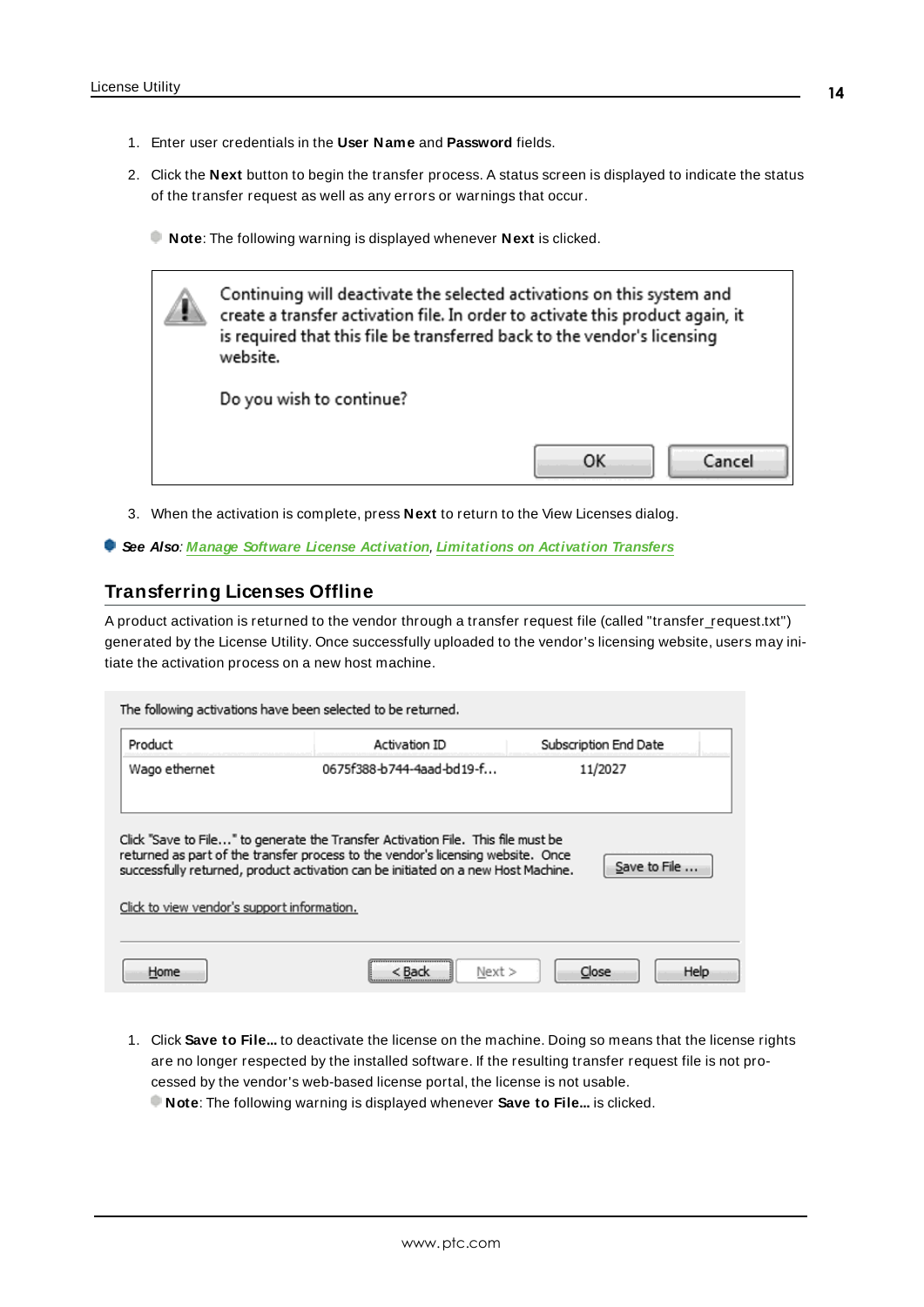1. Enter user credentials in the **User Name** and **Password** fields.
2. Click the **Next** button to begin the transfer process. A status screen is displayed to indicate the status of the transfer request as well as any errors or warnings that occur.

   **Note**: The following warning is displayed whenever **Next** is clicked.

   > Continuing will deactivate the selected activations on this system and create a transfer activation file. In order to activate this product again, it is required that this file be transferred back to the vendor's licensing website.
   >
   > Do you wish to continue?
   >
   > OK | Cancel

3. When the activation is complete, press **Next** to return to the View Licenses dialog.

***See Also**: Manage Software License Activation, Limitations on Activation Transfers*

## Transferring Licenses Offline

A product activation is returned to the vendor through a transfer request file (called "transfer_request.txt") generated by the License Utility. Once successfully uploaded to the vendor's licensing website, users may initiate the activation process on a new host machine.

The following activations have been selected to be returned.

| Product | Activation ID | Subscription End Date |
| --- | --- | --- |
| Wago ethernet | 0675f388-b744-4aad-bd19-f... | 11/2027 |

Click "Save to File..." to generate the Transfer Activation File. This file must be returned as part of the transfer process to the vendor's licensing website. Once successfully returned, product activation can be initiated on a new Host Machine. [Save to File ...]

Click to view vendor's support information.

[Home] [< Back] [Next >] [Close] [Help]

1. Click **Save to File...** to deactivate the license on the machine. Doing so means that the license rights are no longer respected by the installed software. If the resulting transfer request file is not processed by the vendor's web-based license portal, the license is not usable.

   **Note**: The following warning is displayed whenever **Save to File...** is clicked.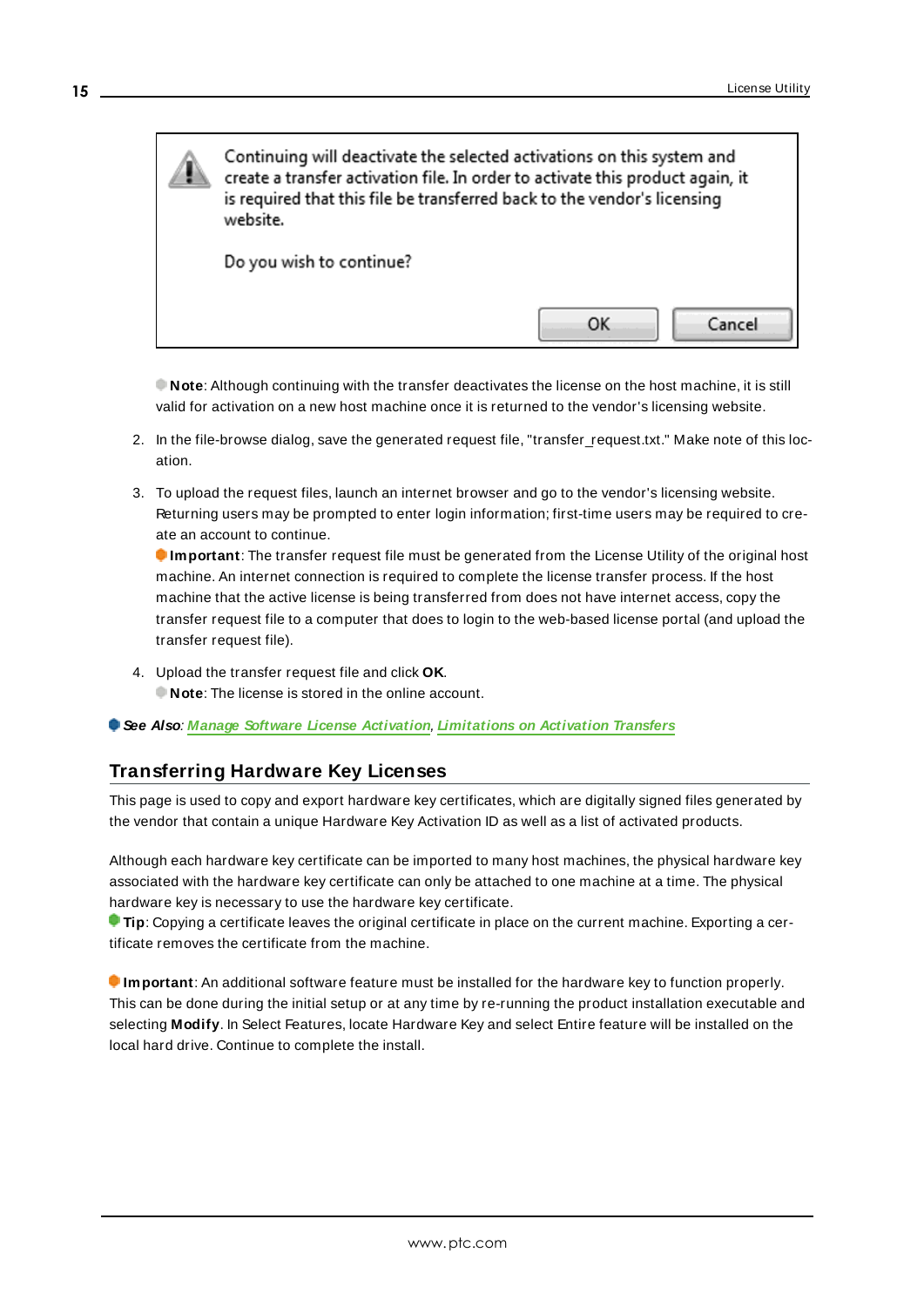Continuing will deactivate the selected activations on this system and create a transfer activation file. In order to activate this product again, it is required that this file be transferred back to the vendor's licensing website.

Do you wish to continue?

OK | Cancel

**Note**: Although continuing with the transfer deactivates the license on the host machine, it is still valid for activation on a new host machine once it is returned to the vendor's licensing website.

2. In the file-browse dialog, save the generated request file, "transfer_request.txt." Make note of this location.

3. To upload the request files, launch an internet browser and go to the vendor's licensing website. Returning users may be prompted to enter login information; first-time users may be required to create an account to continue.
   **Important**: The transfer request file must be generated from the License Utility of the original host machine. An internet connection is required to complete the license transfer process. If the host machine that the active license is being transferred from does not have internet access, copy the transfer request file to a computer that does to login to the web-based license portal (and upload the transfer request file).

4. Upload the transfer request file and click **OK**.
   **Note**: The license is stored in the online account.

***See Also***: *Manage Software License Activation*, *Limitations on Activation Transfers*

## Transferring Hardware Key Licenses

This page is used to copy and export hardware key certificates, which are digitally signed files generated by the vendor that contain a unique Hardware Key Activation ID as well as a list of activated products.

Although each hardware key certificate can be imported to many host machines, the physical hardware key associated with the hardware key certificate can only be attached to one machine at a time. The physical hardware key is necessary to use the hardware key certificate.
**Tip**: Copying a certificate leaves the original certificate in place on the current machine. Exporting a certificate removes the certificate from the machine.

**Important**: An additional software feature must be installed for the hardware key to function properly. This can be done during the initial setup or at any time by re-running the product installation executable and selecting **Modify**. In Select Features, locate Hardware Key and select Entire feature will be installed on the local hard drive. Continue to complete the install.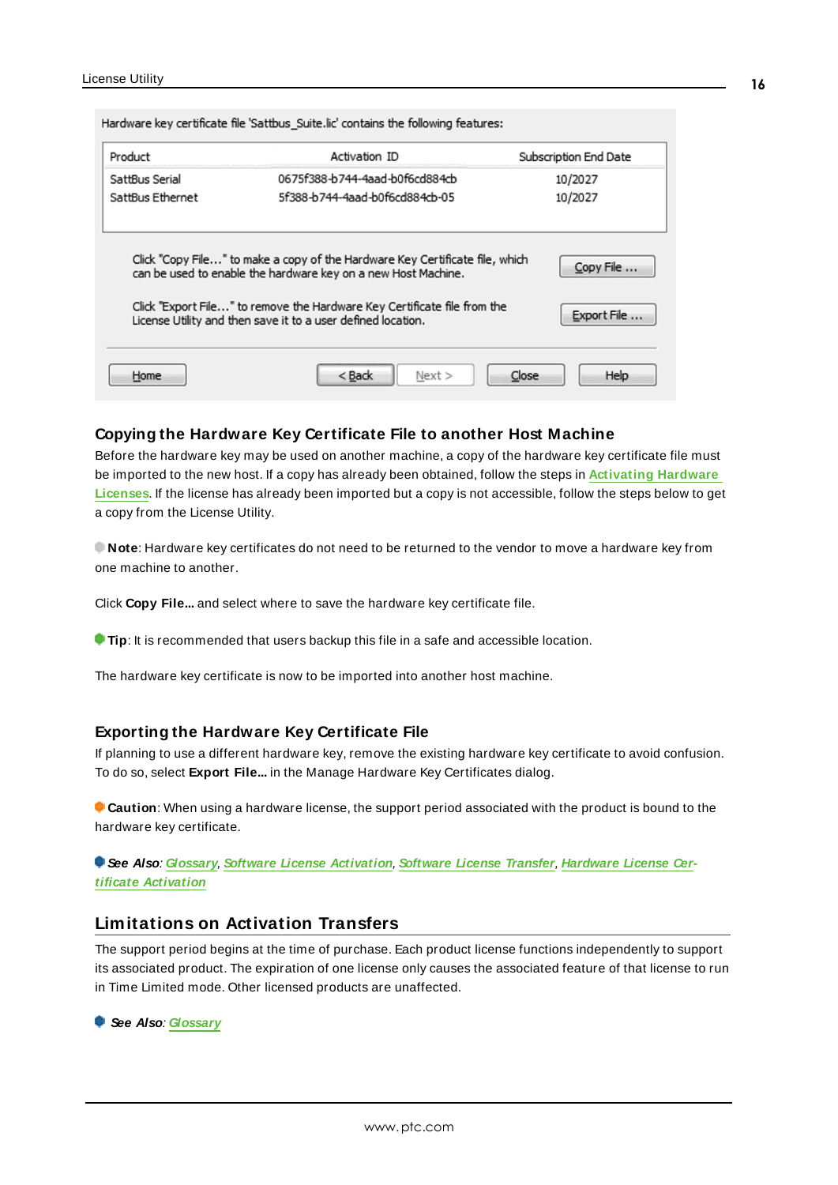Hardware key certificate file 'Sattbus_Suite.lic' contains the following features:

| Product | Activation ID | Subscription End Date |
| --- | --- | --- |
| SattBus Serial | 0675f388-b744-4aad-b0f6cd884cb | 10/2027 |
| SattBus Ethernet | 5f388-b744-4aad-b0f6cd884cb-05 | 10/2027 |

Click "Copy File..." to make a copy of the Hardware Key Certificate file, which can be used to enable the hardware key on a new Host Machine. [Copy File ...]

Click "Export File..." to remove the Hardware Key Certificate file from the License Utility and then save it to a user defined location. [Export File ...]

[Home] [< Back] [Next >] [Close] [Help]

### Copying the Hardware Key Certificate File to another Host Machine

Before the hardware key may be used on another machine, a copy of the hardware key certificate file must be imported to the new host. If a copy has already been obtained, follow the steps in Activating Hardware Licenses. If the license has already been imported but a copy is not accessible, follow the steps below to get a copy from the License Utility.

**Note**: Hardware key certificates do not need to be returned to the vendor to move a hardware key from one machine to another.

Click **Copy File...** and select where to save the hardware key certificate file.

**Tip**: It is recommended that users backup this file in a safe and accessible location.

The hardware key certificate is now to be imported into another host machine.

### Exporting the Hardware Key Certificate File

If planning to use a different hardware key, remove the existing hardware key certificate to avoid confusion. To do so, select **Export File...** in the Manage Hardware Key Certificates dialog.

**Caution**: When using a hardware license, the support period associated with the product is bound to the hardware key certificate.

***See Also***: *Glossary*, *Software License Activation*, *Software License Transfer*, *Hardware License Certificate Activation*

## Limitations on Activation Transfers

The support period begins at the time of purchase. Each product license functions independently to support its associated product. The expiration of one license only causes the associated feature of that license to run in Time Limited mode. Other licensed products are unaffected.

***See Also***: *Glossary*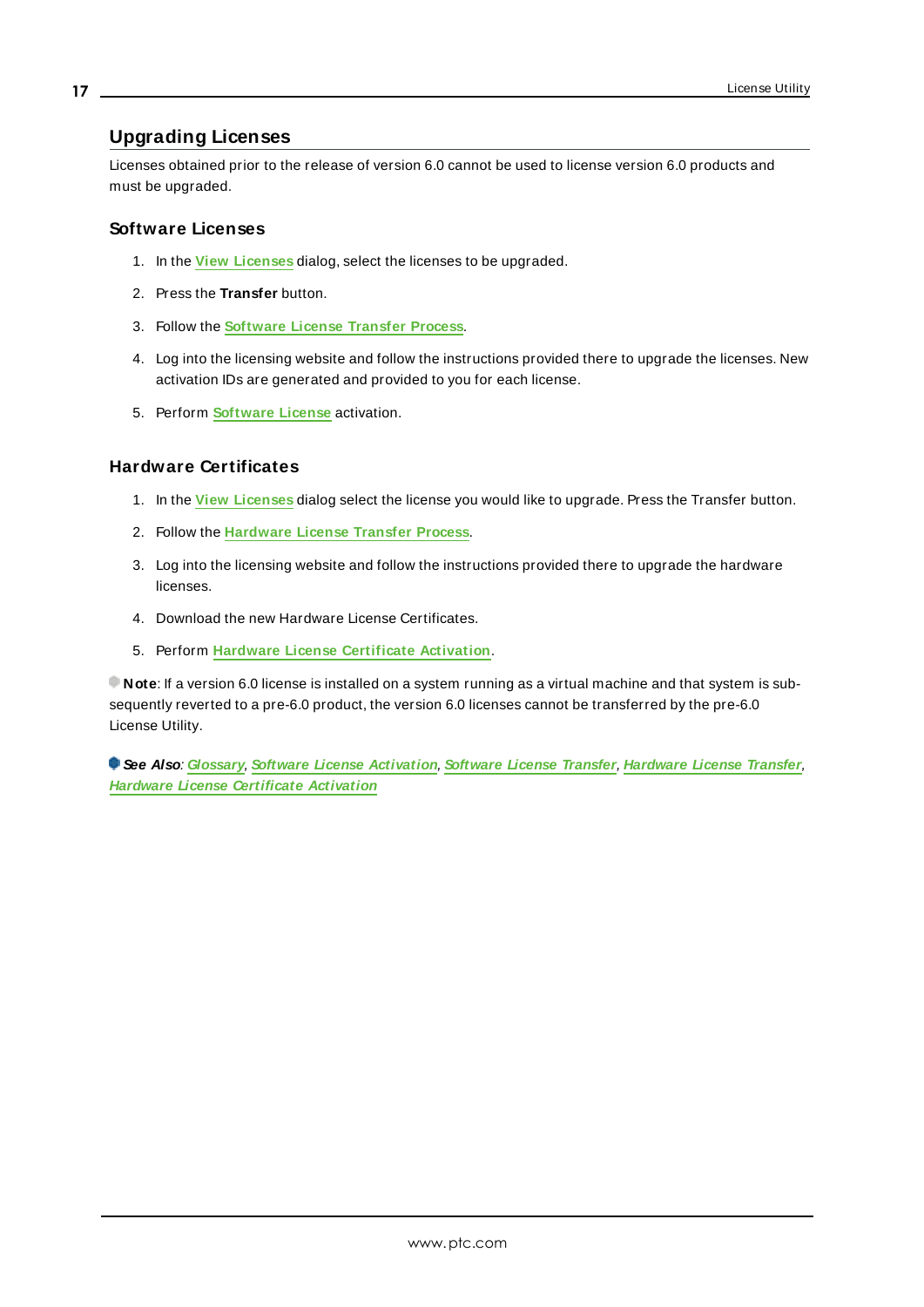## Upgrading Licenses

Licenses obtained prior to the release of version 6.0 cannot be used to license version 6.0 products and must be upgraded.

### Software Licenses

1. In the **View Licenses** dialog, select the licenses to be upgraded.
2. Press the **Transfer** button.
3. Follow the **Software License Transfer Process**.
4. Log into the licensing website and follow the instructions provided there to upgrade the licenses. New activation IDs are generated and provided to you for each license.
5. Perform **Software License** activation.

### Hardware Certificates

1. In the **View Licenses** dialog select the license you would like to upgrade. Press the Transfer button.
2. Follow the **Hardware License Transfer Process**.
3. Log into the licensing website and follow the instructions provided there to upgrade the hardware licenses.
4. Download the new Hardware License Certificates.
5. Perform **Hardware License Certificate Activation**.

**Note**: If a version 6.0 license is installed on a system running as a virtual machine and that system is subsequently reverted to a pre-6.0 product, the version 6.0 licenses cannot be transferred by the pre-6.0 License Utility.

***See Also***: *Glossary*, *Software License Activation*, *Software License Transfer*, *Hardware License Transfer*, *Hardware License Certificate Activation*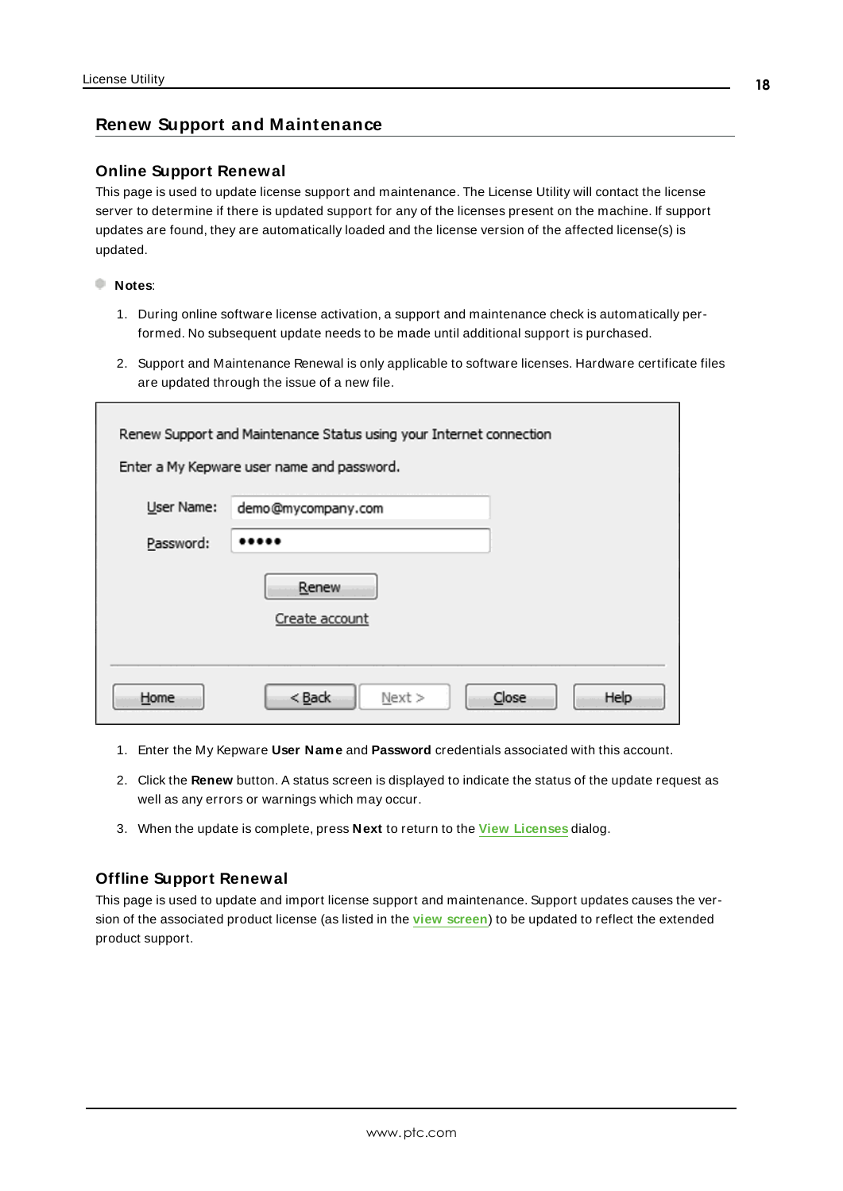## Renew Support and Maintenance

### Online Support Renewal

This page is used to update license support and maintenance. The License Utility will contact the license server to determine if there is updated support for any of the licenses present on the machine. If support updates are found, they are automatically loaded and the license version of the affected license(s) is updated.

**Notes**:

1. During online software license activation, a support and maintenance check is automatically performed. No subsequent update needs to be made until additional support is purchased.
2. Support and Maintenance Renewal is only applicable to software licenses. Hardware certificate files are updated through the issue of a new file.

1. Enter the My Kepware **User Name** and **Password** credentials associated with this account.
2. Click the **Renew** button. A status screen is displayed to indicate the status of the update request as well as any errors or warnings which may occur.
3. When the update is complete, press **Next** to return to the **View Licenses** dialog.

### Offline Support Renewal

This page is used to update and import license support and maintenance. Support updates causes the version of the associated product license (as listed in the **view screen**) to be updated to reflect the extended product support.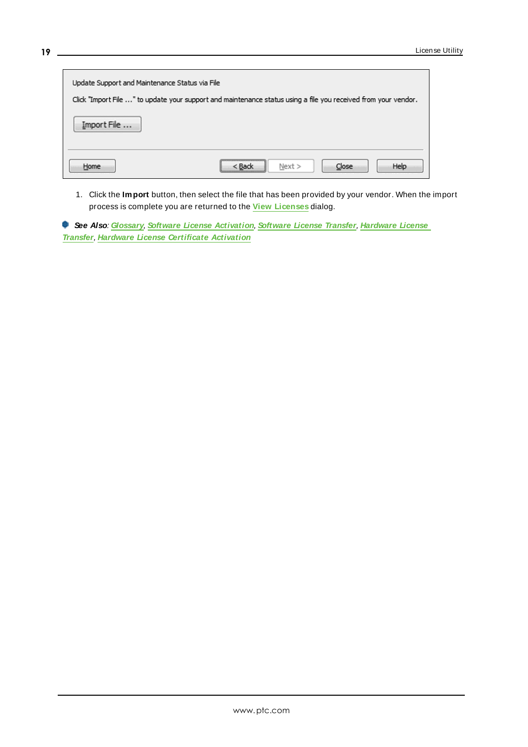Update Support and Maintenance Status via File

Click "Import File ..." to update your support and maintenance status using a file you received from your vendor.

Import File ...

Home | < Back | Next > | Close | Help

1. Click the **Import** button, then select the file that has been provided by your vendor. When the import process is complete you are returned to the **View Licenses** dialog.

***See Also***: ***Glossary***, ***Software License Activation***, ***Software License Transfer***, ***Hardware License Transfer***, ***Hardware License Certificate Activation***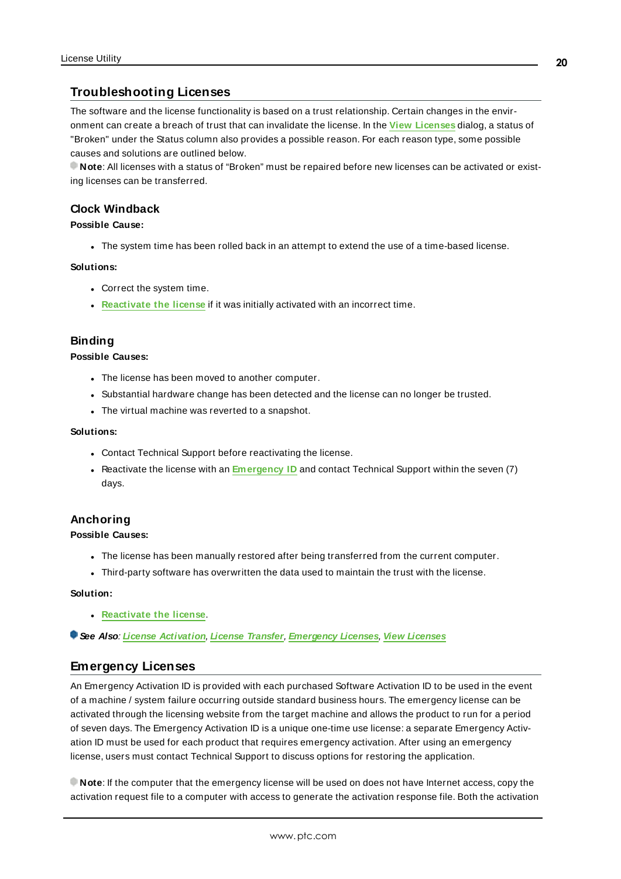## Troubleshooting Licenses

The software and the license functionality is based on a trust relationship. Certain changes in the environment can create a breach of trust that can invalidate the license. In the **View Licenses** dialog, a status of "Broken" under the Status column also provides a possible reason. For each reason type, some possible causes and solutions are outlined below.

**Note**: All licenses with a status of "Broken" must be repaired before new licenses can be activated or existing licenses can be transferred.

### Clock Windback

**Possible Cause:**

- The system time has been rolled back in an attempt to extend the use of a time-based license.

**Solutions:**

- Correct the system time.
- **Reactivate the license** if it was initially activated with an incorrect time.

### Binding

**Possible Causes:**

- The license has been moved to another computer.
- Substantial hardware change has been detected and the license can no longer be trusted.
- The virtual machine was reverted to a snapshot.

**Solutions:**

- Contact Technical Support before reactivating the license.
- Reactivate the license with an **Emergency ID** and contact Technical Support within the seven (7) days.

### Anchoring

**Possible Causes:**

- The license has been manually restored after being transferred from the current computer.
- Third-party software has overwritten the data used to maintain the trust with the license.

**Solution:**

- **Reactivate the license**.

***See Also**: License Activation, License Transfer, Emergency Licenses, View Licenses*

## Emergency Licenses

An Emergency Activation ID is provided with each purchased Software Activation ID to be used in the event of a machine / system failure occurring outside standard business hours. The emergency license can be activated through the licensing website from the target machine and allows the product to run for a period of seven days. The Emergency Activation ID is a unique one-time use license: a separate Emergency Activation ID must be used for each product that requires emergency activation. After using an emergency license, users must contact Technical Support to discuss options for restoring the application.

**Note**: If the computer that the emergency license will be used on does not have Internet access, copy the activation request file to a computer with access to generate the activation response file. Both the activation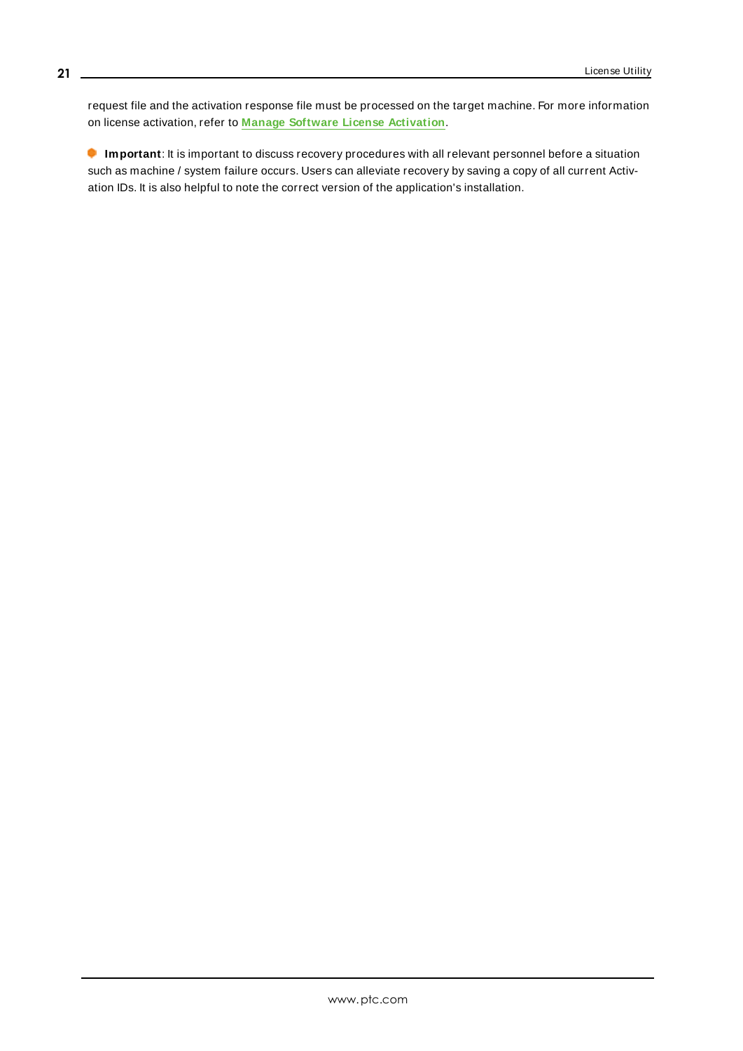request file and the activation response file must be processed on the target machine. For more information on license activation, refer to **Manage Software License Activation**.

**Important**: It is important to discuss recovery procedures with all relevant personnel before a situation such as machine / system failure occurs. Users can alleviate recovery by saving a copy of all current Activation IDs. It is also helpful to note the correct version of the application's installation.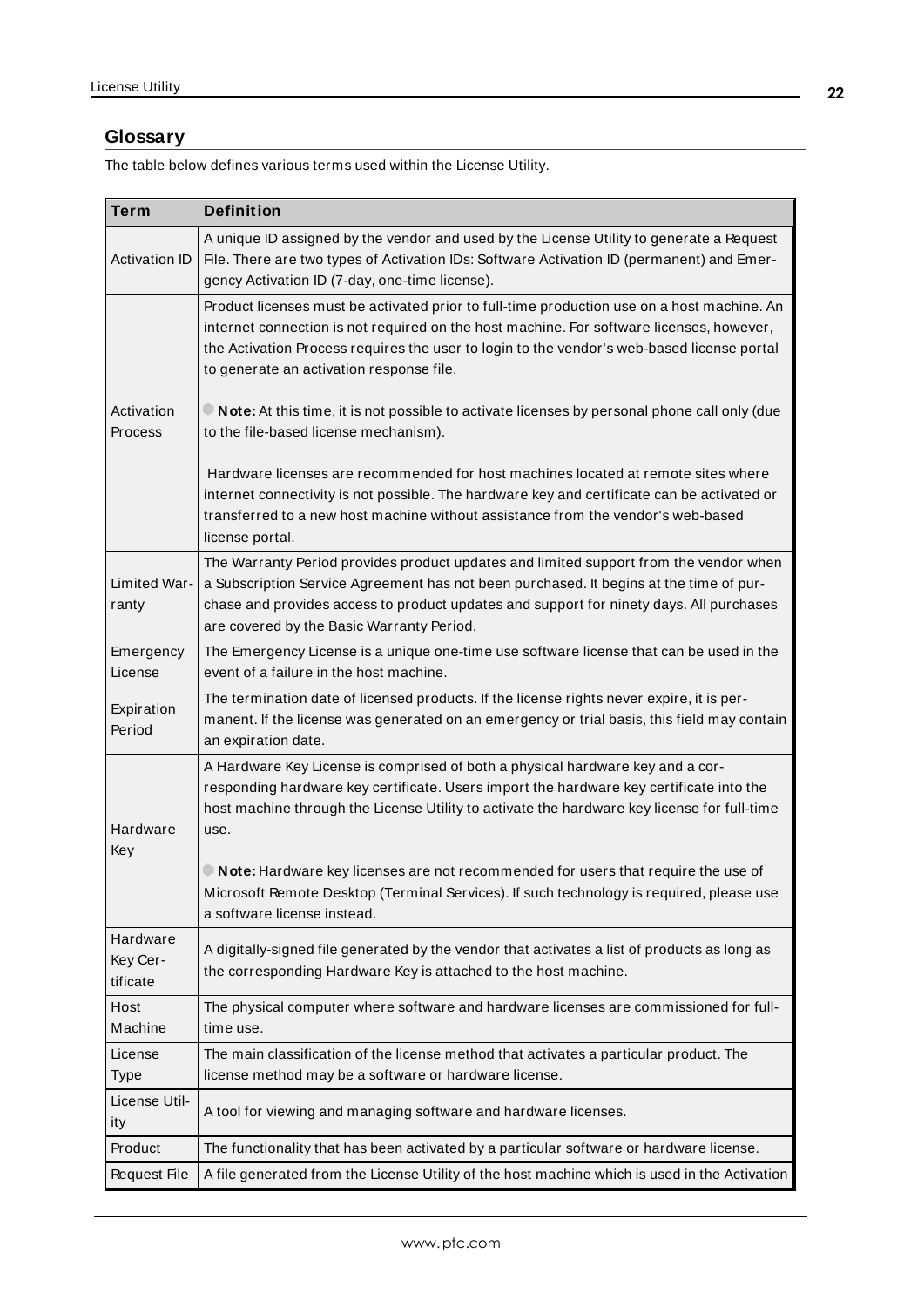## Glossary

The table below defines various terms used within the License Utility.

| Term | Definition |
|---|---|
| Activation ID | A unique ID assigned by the vendor and used by the License Utility to generate a Request File. There are two types of Activation IDs: Software Activation ID (permanent) and Emergency Activation ID (7-day, one-time license). |
| Activation Process | Product licenses must be activated prior to full-time production use on a host machine. An internet connection is not required on the host machine. For software licenses, however, the Activation Process requires the user to login to the vendor's web-based license portal to generate an activation response file.<br><br>**Note:** At this time, it is not possible to activate licenses by personal phone call only (due to the file-based license mechanism).<br><br>Hardware licenses are recommended for host machines located at remote sites where internet connectivity is not possible. The hardware key and certificate can be activated or transferred to a new host machine without assistance from the vendor's web-based license portal. |
| Limited Warranty | The Warranty Period provides product updates and limited support from the vendor when a Subscription Service Agreement has not been purchased. It begins at the time of purchase and provides access to product updates and support for ninety days. All purchases are covered by the Basic Warranty Period. |
| Emergency License | The Emergency License is a unique one-time use software license that can be used in the event of a failure in the host machine. |
| Expiration Period | The termination date of licensed products. If the license rights never expire, it is permanent. If the license was generated on an emergency or trial basis, this field may contain an expiration date. |
| Hardware Key | A Hardware Key License is comprised of both a physical hardware key and a corresponding hardware key certificate. Users import the hardware key certificate into the host machine through the License Utility to activate the hardware key license for full-time use.<br><br>**Note:** Hardware key licenses are not recommended for users that require the use of Microsoft Remote Desktop (Terminal Services). If such technology is required, please use a software license instead. |
| Hardware Key Certificate | A digitally-signed file generated by the vendor that activates a list of products as long as the corresponding Hardware Key is attached to the host machine. |
| Host Machine | The physical computer where software and hardware licenses are commissioned for full-time use. |
| License Type | The main classification of the license method that activates a particular product. The license method may be a software or hardware license. |
| License Utility | A tool for viewing and managing software and hardware licenses. |
| Product | The functionality that has been activated by a particular software or hardware license. |
| Request File | A file generated from the License Utility of the host machine which is used in the Activation |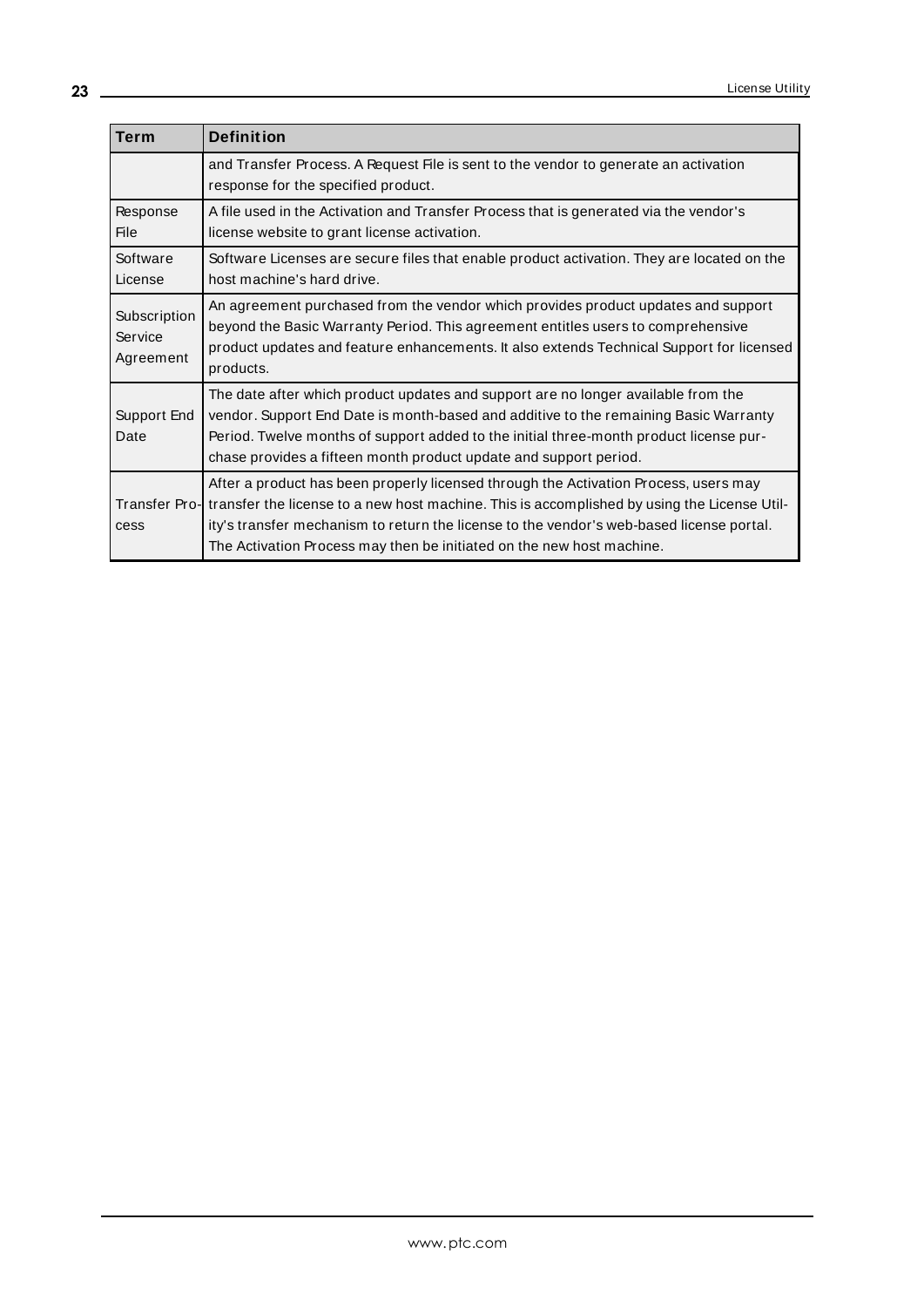| Term | Definition |
|---|---|
| | and Transfer Process. A Request File is sent to the vendor to generate an activation response for the specified product. |
| Response File | A file used in the Activation and Transfer Process that is generated via the vendor's license website to grant license activation. |
| Software License | Software Licenses are secure files that enable product activation. They are located on the host machine's hard drive. |
| Subscription Service Agreement | An agreement purchased from the vendor which provides product updates and support beyond the Basic Warranty Period. This agreement entitles users to comprehensive product updates and feature enhancements. It also extends Technical Support for licensed products. |
| Support End Date | The date after which product updates and support are no longer available from the vendor. Support End Date is month-based and additive to the remaining Basic Warranty Period. Twelve months of support added to the initial three-month product license purchase provides a fifteen month product update and support period. |
| Transfer Process | After a product has been properly licensed through the Activation Process, users may transfer the license to a new host machine. This is accomplished by using the License Utility's transfer mechanism to return the license to the vendor's web-based license portal. The Activation Process may then be initiated on the new host machine. |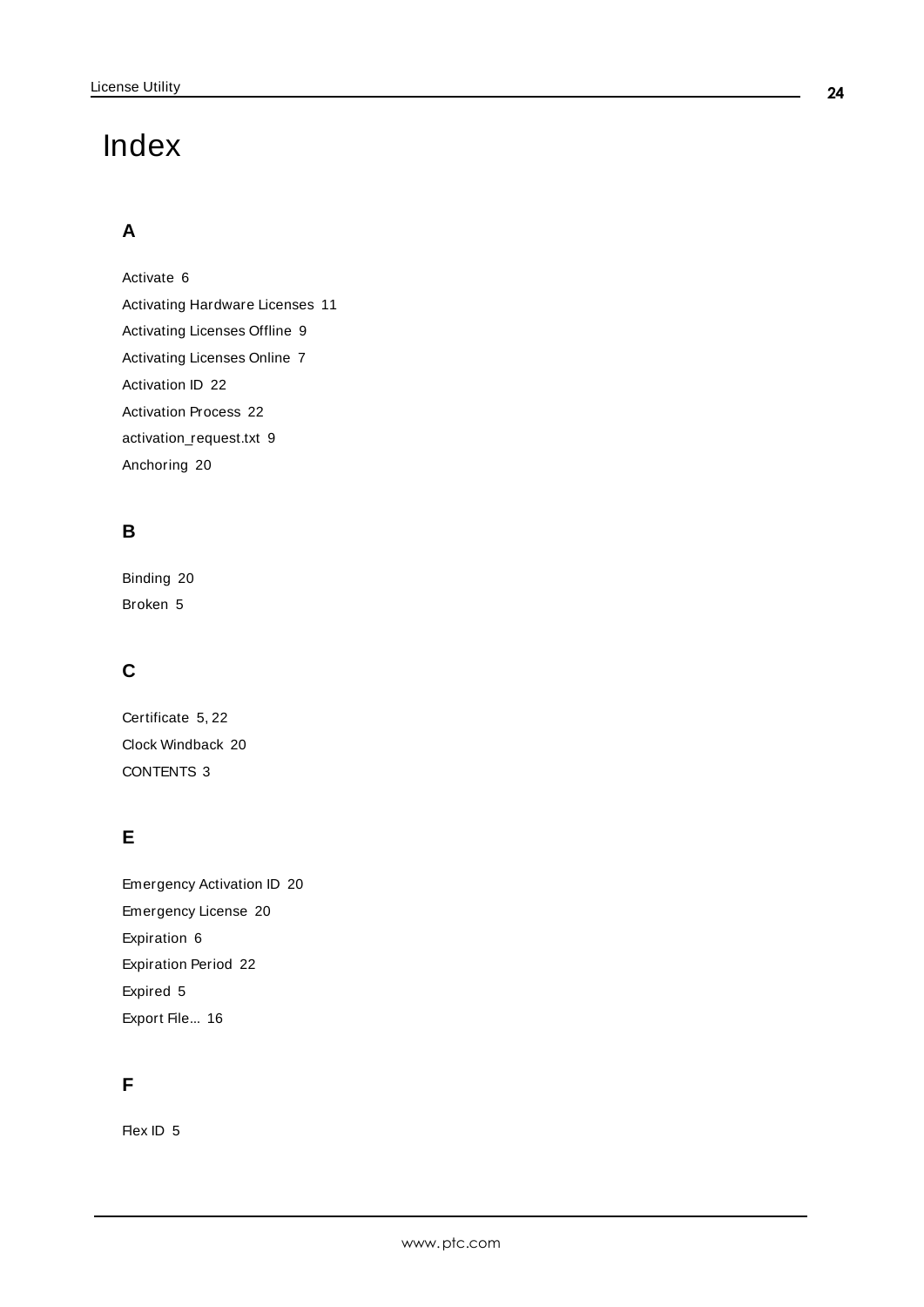# Index

## A

Activate 6

Activating Hardware Licenses 11

Activating Licenses Offline 9

Activating Licenses Online 7

Activation ID 22

Activation Process 22

activation_request.txt 9

Anchoring 20

## B

Binding 20

Broken 5

## C

Certificate 5, 22

Clock Windback 20

CONTENTS 3

## E

Emergency Activation ID 20

Emergency License 20

Expiration 6

Expiration Period 22

Expired 5

Export File... 16

## F

Flex ID 5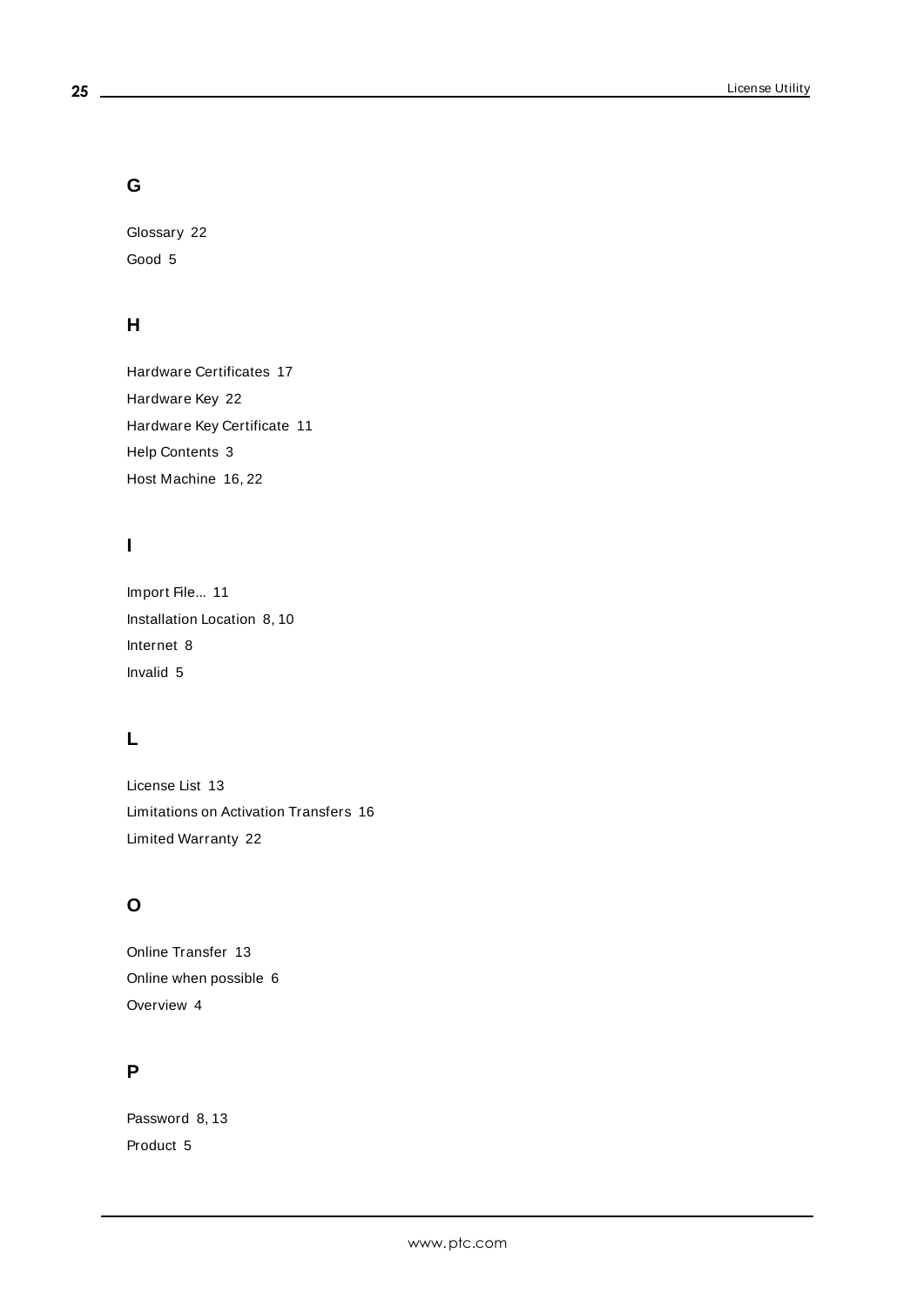## G

Glossary 22

Good 5

## H

Hardware Certificates 17

Hardware Key 22

Hardware Key Certificate 11

Help Contents 3

Host Machine 16, 22

## I

Import File... 11

Installation Location 8, 10

Internet 8

Invalid 5

## L

License List 13

Limitations on Activation Transfers 16

Limited Warranty 22

## O

Online Transfer 13

Online when possible 6

Overview 4

## P

Password 8, 13

Product 5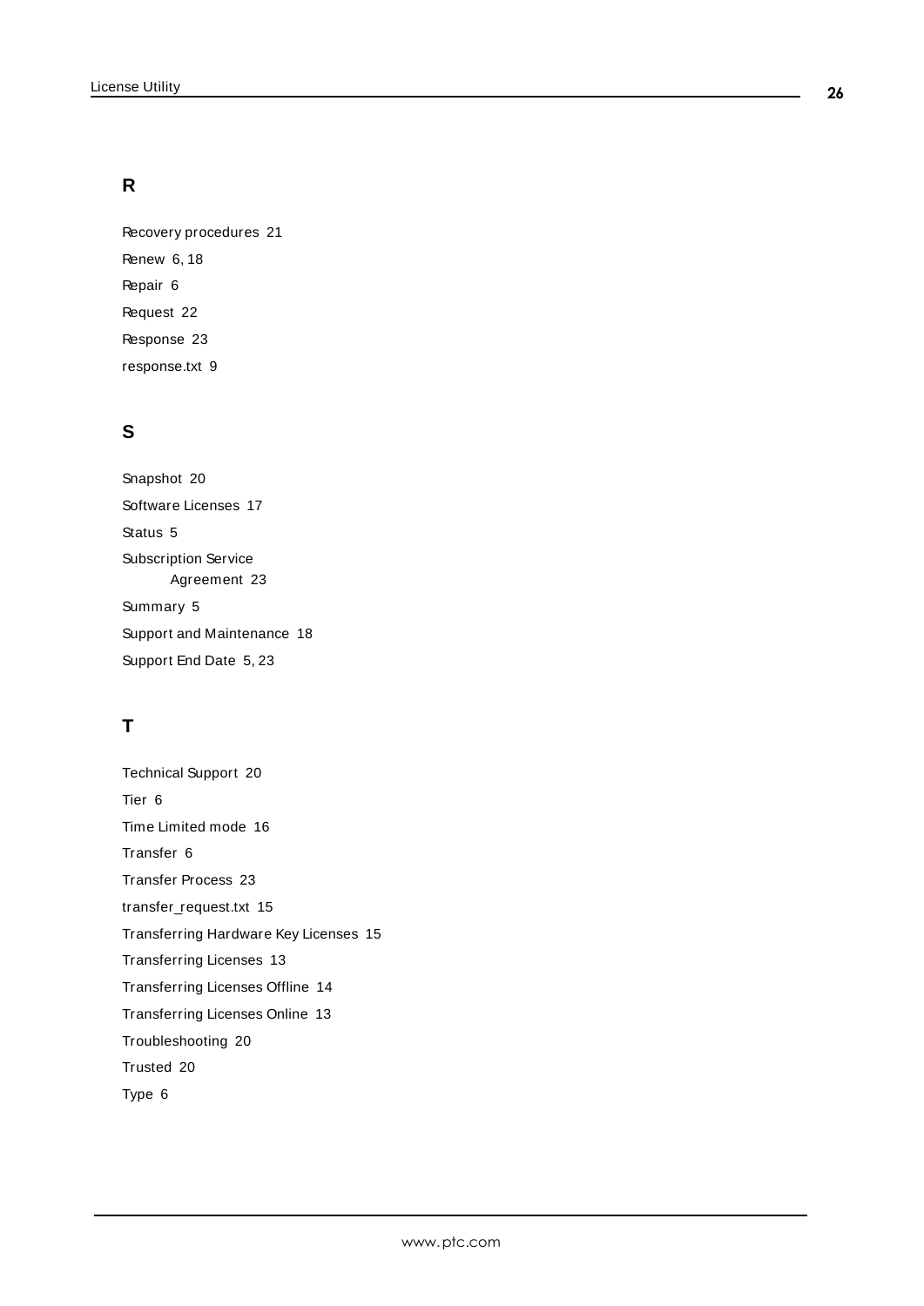## R

Recovery procedures 21

Renew 6, 18

Repair 6

Request 22

Response 23

response.txt 9

## S

Snapshot 20

Software Licenses 17

Status 5

Subscription Service Agreement 23

Summary 5

Support and Maintenance 18

Support End Date 5, 23

## T

Technical Support 20

Tier 6

Time Limited mode 16

Transfer 6

Transfer Process 23

transfer_request.txt 15

Transferring Hardware Key Licenses 15

Transferring Licenses 13

Transferring Licenses Offline 14

Transferring Licenses Online 13

Troubleshooting 20

Trusted 20

Type 6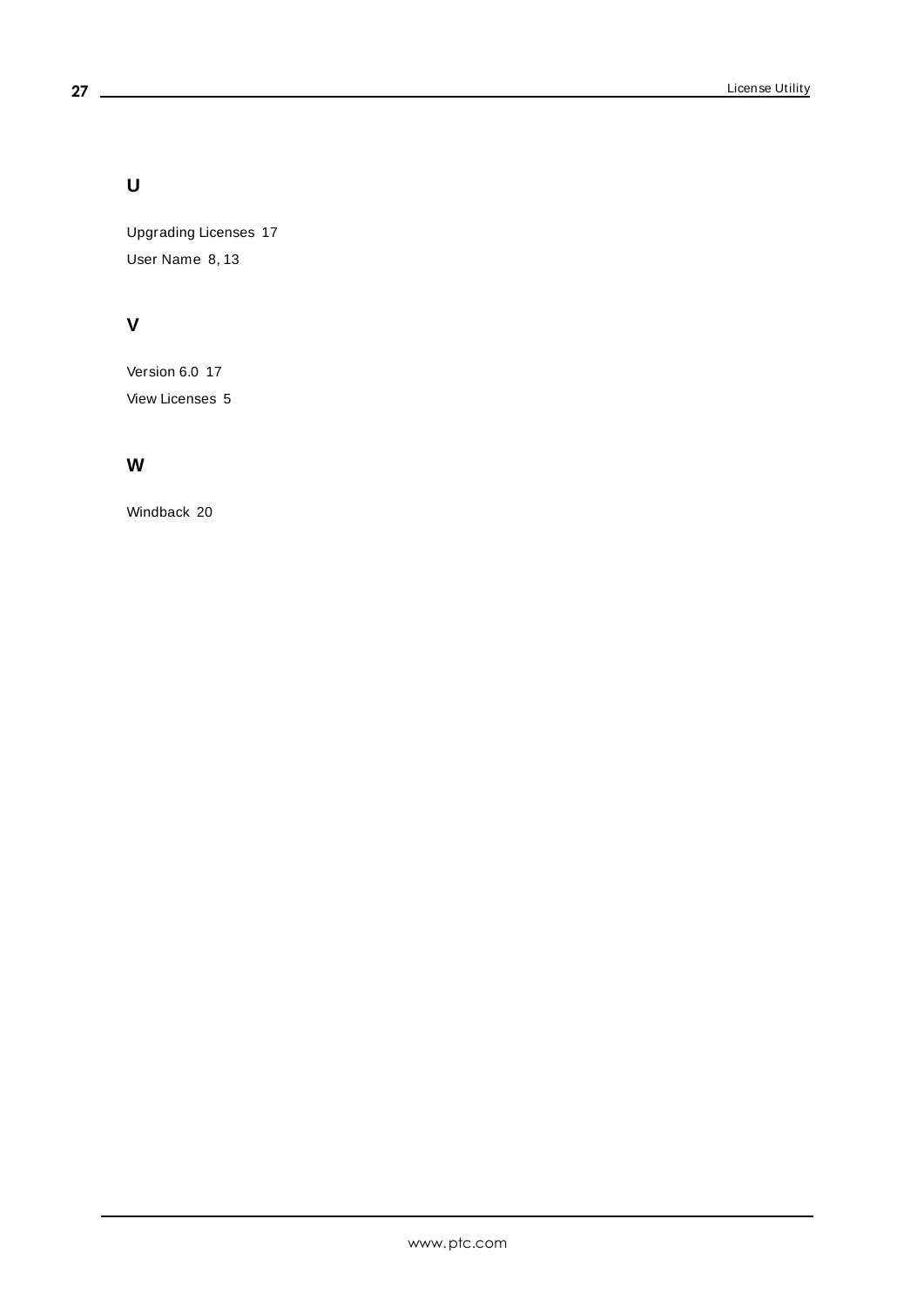## U

Upgrading Licenses 17

User Name 8, 13

## V

Version 6.0 17

View Licenses 5

## W

Windback 20